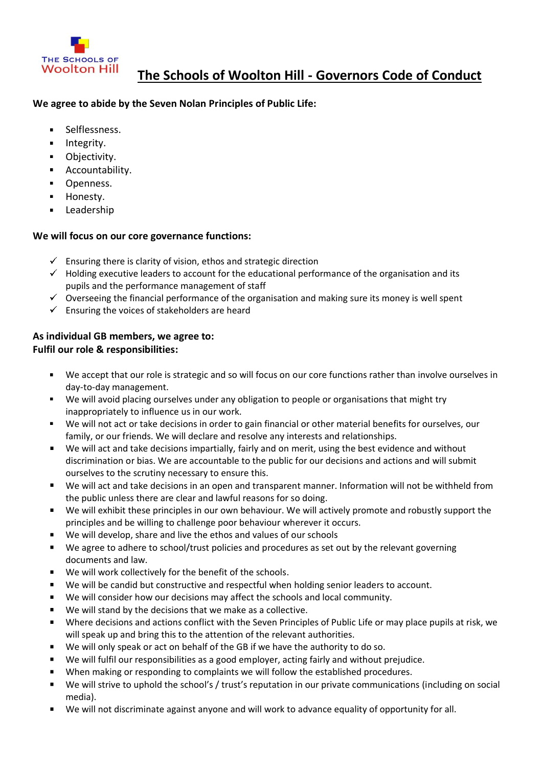THE SCHOOLS OF
Woolton Hill

# The Schools of Woolton Hill - Governors Code of Conduct

**We agree to abide by the Seven Nolan Principles of Public Life:**

- Selflessness.
- Integrity.
- Objectivity.
- Accountability.
- Openness.
- Honesty.
- Leadership

**We will focus on our core governance functions:**

- ✓ Ensuring there is clarity of vision, ethos and strategic direction
- ✓ Holding executive leaders to account for the educational performance of the organisation and its pupils and the performance management of staff
- ✓ Overseeing the financial performance of the organisation and making sure its money is well spent
- ✓ Ensuring the voices of stakeholders are heard

**As individual GB members, we agree to:**
**Fulfil our role & responsibilities:**

- We accept that our role is strategic and so will focus on our core functions rather than involve ourselves in day-to-day management.
- We will avoid placing ourselves under any obligation to people or organisations that might try inappropriately to influence us in our work.
- We will not act or take decisions in order to gain financial or other material benefits for ourselves, our family, or our friends. We will declare and resolve any interests and relationships.
- We will act and take decisions impartially, fairly and on merit, using the best evidence and without discrimination or bias. We are accountable to the public for our decisions and actions and will submit ourselves to the scrutiny necessary to ensure this.
- We will act and take decisions in an open and transparent manner. Information will not be withheld from the public unless there are clear and lawful reasons for so doing.
- We will exhibit these principles in our own behaviour. We will actively promote and robustly support the principles and be willing to challenge poor behaviour wherever it occurs.
- We will develop, share and live the ethos and values of our schools
- We agree to adhere to school/trust policies and procedures as set out by the relevant governing documents and law.
- We will work collectively for the benefit of the schools.
- We will be candid but constructive and respectful when holding senior leaders to account.
- We will consider how our decisions may affect the schools and local community.
- We will stand by the decisions that we make as a collective.
- Where decisions and actions conflict with the Seven Principles of Public Life or may place pupils at risk, we will speak up and bring this to the attention of the relevant authorities.
- We will only speak or act on behalf of the GB if we have the authority to do so.
- We will fulfil our responsibilities as a good employer, acting fairly and without prejudice.
- When making or responding to complaints we will follow the established procedures.
- We will strive to uphold the school's / trust's reputation in our private communications (including on social media).
- We will not discriminate against anyone and will work to advance equality of opportunity for all.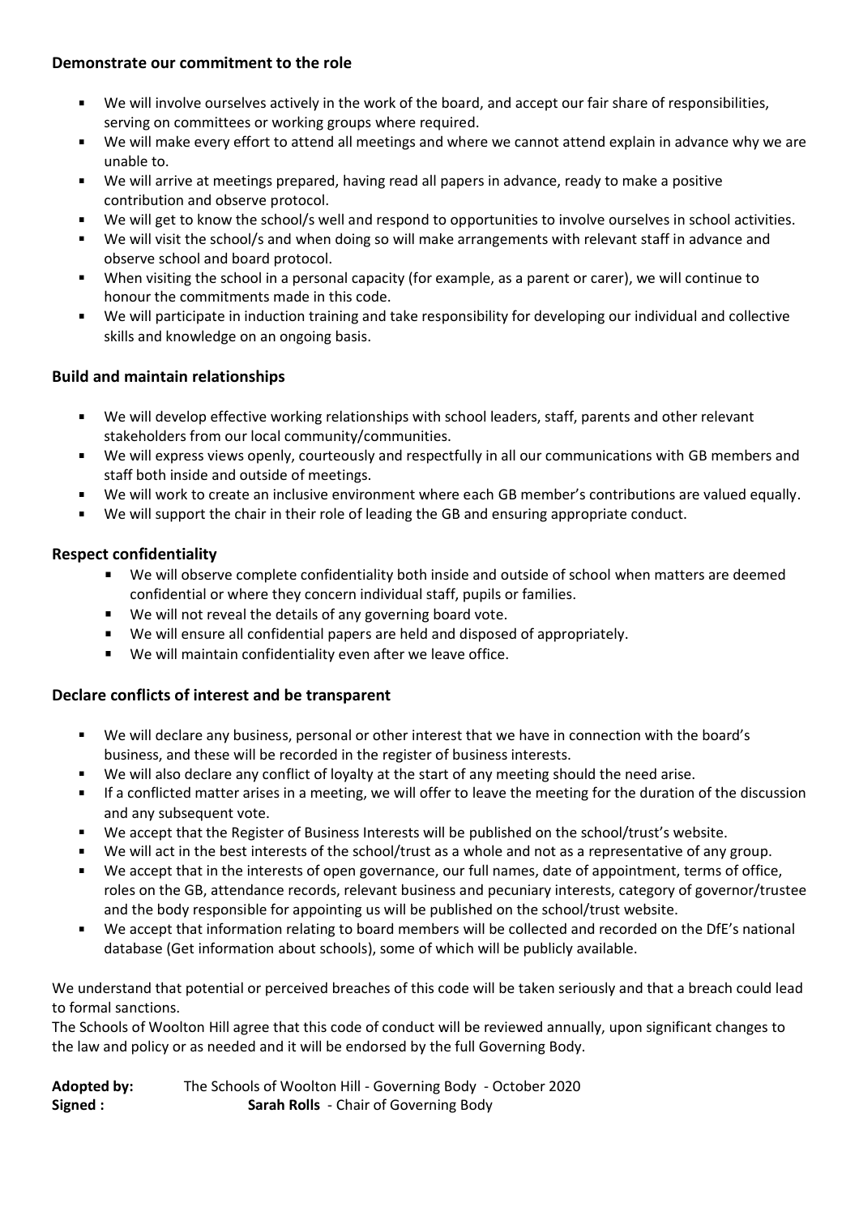**Demonstrate our commitment to the role**

- We will involve ourselves actively in the work of the board, and accept our fair share of responsibilities, serving on committees or working groups where required.
- We will make every effort to attend all meetings and where we cannot attend explain in advance why we are unable to.
- We will arrive at meetings prepared, having read all papers in advance, ready to make a positive contribution and observe protocol.
- We will get to know the school/s well and respond to opportunities to involve ourselves in school activities.
- We will visit the school/s and when doing so will make arrangements with relevant staff in advance and observe school and board protocol.
- When visiting the school in a personal capacity (for example, as a parent or carer), we will continue to honour the commitments made in this code.
- We will participate in induction training and take responsibility for developing our individual and collective skills and knowledge on an ongoing basis.

**Build and maintain relationships**

- We will develop effective working relationships with school leaders, staff, parents and other relevant stakeholders from our local community/communities.
- We will express views openly, courteously and respectfully in all our communications with GB members and staff both inside and outside of meetings.
- We will work to create an inclusive environment where each GB member's contributions are valued equally.
- We will support the chair in their role of leading the GB and ensuring appropriate conduct.

**Respect confidentiality**

- We will observe complete confidentiality both inside and outside of school when matters are deemed confidential or where they concern individual staff, pupils or families.
- We will not reveal the details of any governing board vote.
- We will ensure all confidential papers are held and disposed of appropriately.
- We will maintain confidentiality even after we leave office.

**Declare conflicts of interest and be transparent**

- We will declare any business, personal or other interest that we have in connection with the board's business, and these will be recorded in the register of business interests.
- We will also declare any conflict of loyalty at the start of any meeting should the need arise.
- If a conflicted matter arises in a meeting, we will offer to leave the meeting for the duration of the discussion and any subsequent vote.
- We accept that the Register of Business Interests will be published on the school/trust's website.
- We will act in the best interests of the school/trust as a whole and not as a representative of any group.
- We accept that in the interests of open governance, our full names, date of appointment, terms of office, roles on the GB, attendance records, relevant business and pecuniary interests, category of governor/trustee and the body responsible for appointing us will be published on the school/trust website.
- We accept that information relating to board members will be collected and recorded on the DfE's national database (Get information about schools), some of which will be publicly available.

We understand that potential or perceived breaches of this code will be taken seriously and that a breach could lead to formal sanctions.

The Schools of Woolton Hill agree that this code of conduct will be reviewed annually, upon significant changes to the law and policy or as needed and it will be endorsed by the full Governing Body.

**Adopted by:** The Schools of Woolton Hill - Governing Body - October 2020

**Signed :** **Sarah Rolls** - Chair of Governing Body